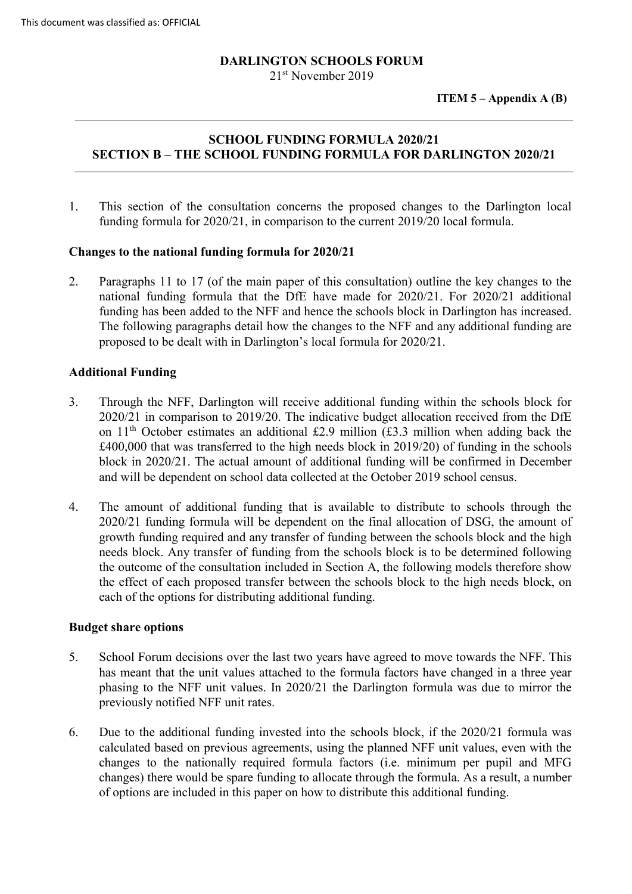**DARLINGTON SCHOOLS FORUM**
21st November 2019

**ITEM 5 – Appendix A (B)**

---

## SCHOOL FUNDING FORMULA 2020/21
## SECTION B – THE SCHOOL FUNDING FORMULA FOR DARLINGTON 2020/21

---

1. This section of the consultation concerns the proposed changes to the Darlington local funding formula for 2020/21, in comparison to the current 2019/20 local formula.

### Changes to the national funding formula for 2020/21

2. Paragraphs 11 to 17 (of the main paper of this consultation) outline the key changes to the national funding formula that the DfE have made for 2020/21. For 2020/21 additional funding has been added to the NFF and hence the schools block in Darlington has increased. The following paragraphs detail how the changes to the NFF and any additional funding are proposed to be dealt with in Darlington's local formula for 2020/21.

### Additional Funding

3. Through the NFF, Darlington will receive additional funding within the schools block for 2020/21 in comparison to 2019/20. The indicative budget allocation received from the DfE on 11th October estimates an additional £2.9 million (£3.3 million when adding back the £400,000 that was transferred to the high needs block in 2019/20) of funding in the schools block in 2020/21. The actual amount of additional funding will be confirmed in December and will be dependent on school data collected at the October 2019 school census.

4. The amount of additional funding that is available to distribute to schools through the 2020/21 funding formula will be dependent on the final allocation of DSG, the amount of growth funding required and any transfer of funding between the schools block and the high needs block. Any transfer of funding from the schools block is to be determined following the outcome of the consultation included in Section A, the following models therefore show the effect of each proposed transfer between the schools block to the high needs block, on each of the options for distributing additional funding.

### Budget share options

5. School Forum decisions over the last two years have agreed to move towards the NFF. This has meant that the unit values attached to the formula factors have changed in a three year phasing to the NFF unit values. In 2020/21 the Darlington formula was due to mirror the previously notified NFF unit rates.

6. Due to the additional funding invested into the schools block, if the 2020/21 formula was calculated based on previous agreements, using the planned NFF unit values, even with the changes to the nationally required formula factors (i.e. minimum per pupil and MFG changes) there would be spare funding to allocate through the formula. As a result, a number of options are included in this paper on how to distribute this additional funding.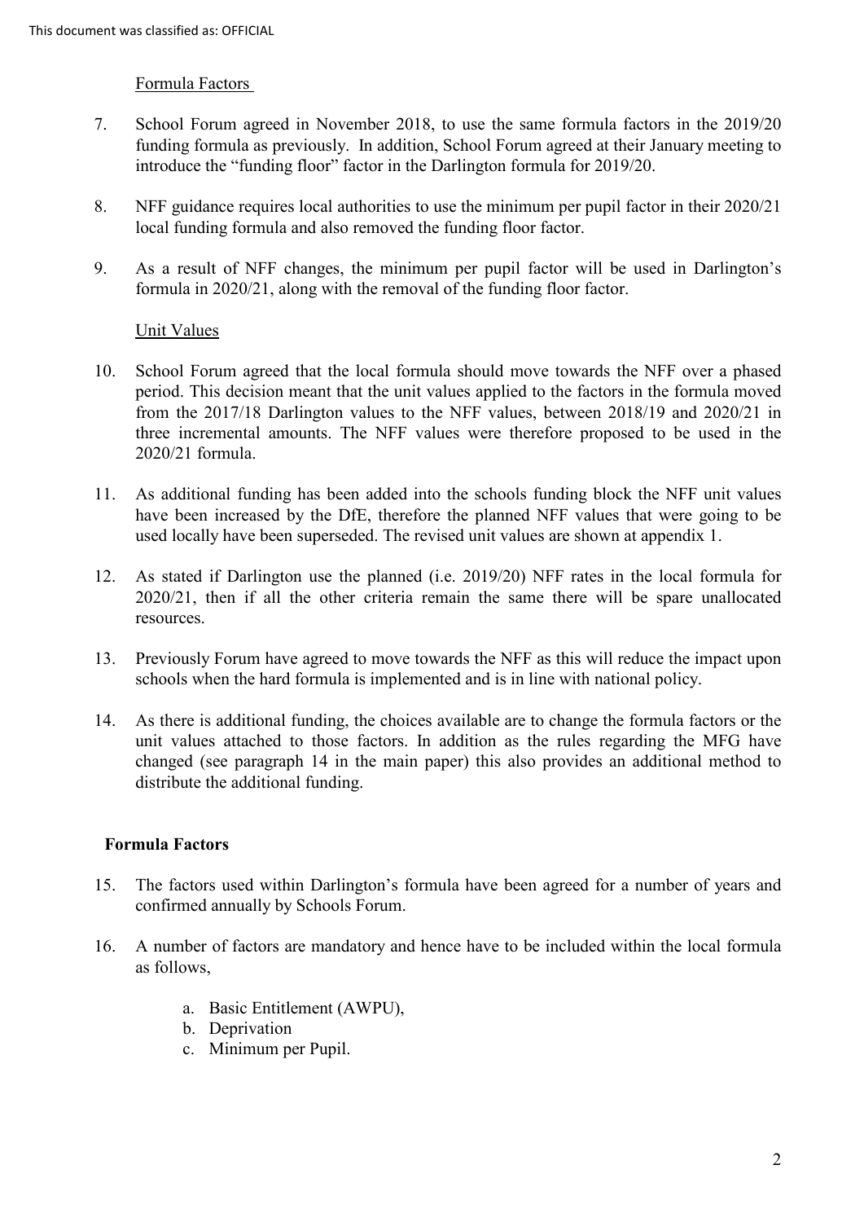Formula Factors

7. School Forum agreed in November 2018, to use the same formula factors in the 2019/20 funding formula as previously. In addition, School Forum agreed at their January meeting to introduce the "funding floor" factor in the Darlington formula for 2019/20.

8. NFF guidance requires local authorities to use the minimum per pupil factor in their 2020/21 local funding formula and also removed the funding floor factor.

9. As a result of NFF changes, the minimum per pupil factor will be used in Darlington's formula in 2020/21, along with the removal of the funding floor factor.

Unit Values

10. School Forum agreed that the local formula should move towards the NFF over a phased period. This decision meant that the unit values applied to the factors in the formula moved from the 2017/18 Darlington values to the NFF values, between 2018/19 and 2020/21 in three incremental amounts. The NFF values were therefore proposed to be used in the 2020/21 formula.

11. As additional funding has been added into the schools funding block the NFF unit values have been increased by the DfE, therefore the planned NFF values that were going to be used locally have been superseded. The revised unit values are shown at appendix 1.

12. As stated if Darlington use the planned (i.e. 2019/20) NFF rates in the local formula for 2020/21, then if all the other criteria remain the same there will be spare unallocated resources.

13. Previously Forum have agreed to move towards the NFF as this will reduce the impact upon schools when the hard formula is implemented and is in line with national policy.

14. As there is additional funding, the choices available are to change the formula factors or the unit values attached to those factors. In addition as the rules regarding the MFG have changed (see paragraph 14 in the main paper) this also provides an additional method to distribute the additional funding.

## Formula Factors

15. The factors used within Darlington's formula have been agreed for a number of years and confirmed annually by Schools Forum.

16. A number of factors are mandatory and hence have to be included within the local formula as follows,

    a. Basic Entitlement (AWPU),
    b. Deprivation
    c. Minimum per Pupil.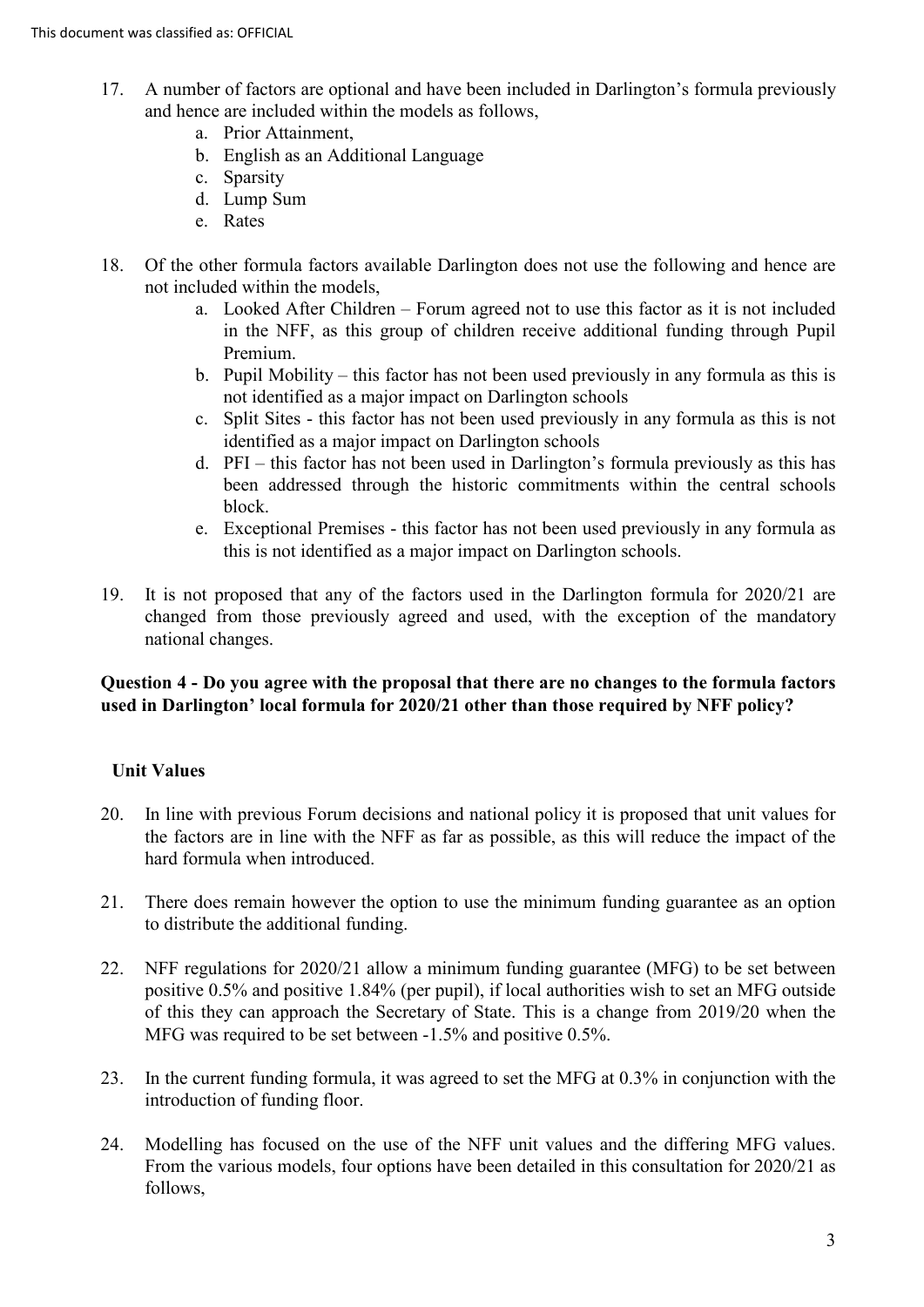17. A number of factors are optional and have been included in Darlington's formula previously and hence are included within the models as follows,
    a. Prior Attainment,
    b. English as an Additional Language
    c. Sparsity
    d. Lump Sum
    e. Rates

18. Of the other formula factors available Darlington does not use the following and hence are not included within the models,
    a. Looked After Children – Forum agreed not to use this factor as it is not included in the NFF, as this group of children receive additional funding through Pupil Premium.
    b. Pupil Mobility – this factor has not been used previously in any formula as this is not identified as a major impact on Darlington schools
    c. Split Sites - this factor has not been used previously in any formula as this is not identified as a major impact on Darlington schools
    d. PFI – this factor has not been used in Darlington's formula previously as this has been addressed through the historic commitments within the central schools block.
    e. Exceptional Premises - this factor has not been used previously in any formula as this is not identified as a major impact on Darlington schools.

19. It is not proposed that any of the factors used in the Darlington formula for 2020/21 are changed from those previously agreed and used, with the exception of the mandatory national changes.

**Question 4 - Do you agree with the proposal that there are no changes to the formula factors used in Darlington' local formula for 2020/21 other than those required by NFF policy?**

**Unit Values**

20. In line with previous Forum decisions and national policy it is proposed that unit values for the factors are in line with the NFF as far as possible, as this will reduce the impact of the hard formula when introduced.

21. There does remain however the option to use the minimum funding guarantee as an option to distribute the additional funding.

22. NFF regulations for 2020/21 allow a minimum funding guarantee (MFG) to be set between positive 0.5% and positive 1.84% (per pupil), if local authorities wish to set an MFG outside of this they can approach the Secretary of State. This is a change from 2019/20 when the MFG was required to be set between -1.5% and positive 0.5%.

23. In the current funding formula, it was agreed to set the MFG at 0.3% in conjunction with the introduction of funding floor.

24. Modelling has focused on the use of the NFF unit values and the differing MFG values. From the various models, four options have been detailed in this consultation for 2020/21 as follows,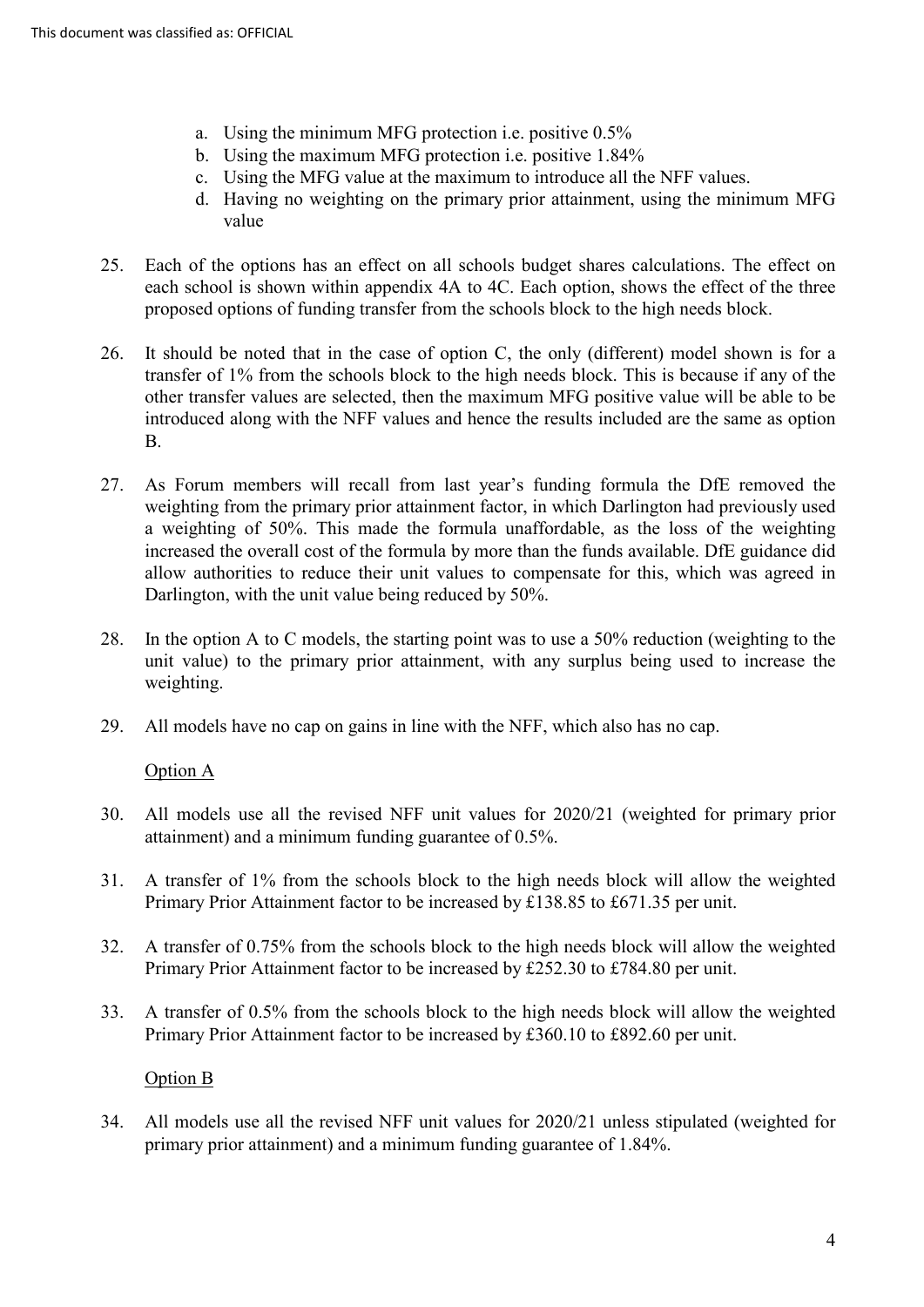a. Using the minimum MFG protection i.e. positive 0.5%
b. Using the maximum MFG protection i.e. positive 1.84%
c. Using the MFG value at the maximum to introduce all the NFF values.
d. Having no weighting on the primary prior attainment, using the minimum MFG value

25. Each of the options has an effect on all schools budget shares calculations. The effect on each school is shown within appendix 4A to 4C. Each option, shows the effect of the three proposed options of funding transfer from the schools block to the high needs block.

26. It should be noted that in the case of option C, the only (different) model shown is for a transfer of 1% from the schools block to the high needs block. This is because if any of the other transfer values are selected, then the maximum MFG positive value will be able to be introduced along with the NFF values and hence the results included are the same as option B.

27. As Forum members will recall from last year's funding formula the DfE removed the weighting from the primary prior attainment factor, in which Darlington had previously used a weighting of 50%. This made the formula unaffordable, as the loss of the weighting increased the overall cost of the formula by more than the funds available. DfE guidance did allow authorities to reduce their unit values to compensate for this, which was agreed in Darlington, with the unit value being reduced by 50%.

28. In the option A to C models, the starting point was to use a 50% reduction (weighting to the unit value) to the primary prior attainment, with any surplus being used to increase the weighting.

29. All models have no cap on gains in line with the NFF, which also has no cap.

<u>Option A</u>

30. All models use all the revised NFF unit values for 2020/21 (weighted for primary prior attainment) and a minimum funding guarantee of 0.5%.

31. A transfer of 1% from the schools block to the high needs block will allow the weighted Primary Prior Attainment factor to be increased by £138.85 to £671.35 per unit.

32. A transfer of 0.75% from the schools block to the high needs block will allow the weighted Primary Prior Attainment factor to be increased by £252.30 to £784.80 per unit.

33. A transfer of 0.5% from the schools block to the high needs block will allow the weighted Primary Prior Attainment factor to be increased by £360.10 to £892.60 per unit.

<u>Option B</u>

34. All models use all the revised NFF unit values for 2020/21 unless stipulated (weighted for primary prior attainment) and a minimum funding guarantee of 1.84%.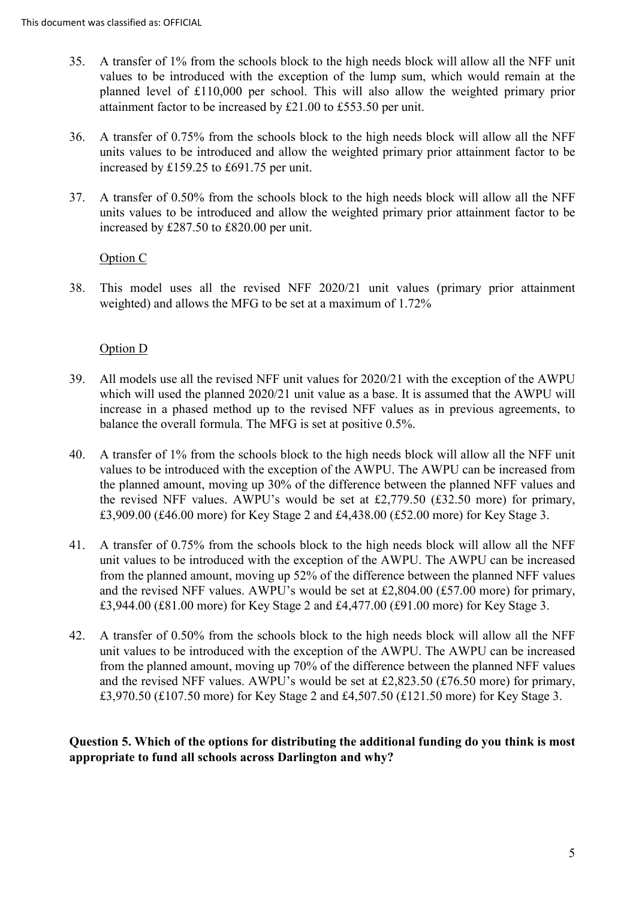35. A transfer of 1% from the schools block to the high needs block will allow all the NFF unit values to be introduced with the exception of the lump sum, which would remain at the planned level of £110,000 per school. This will also allow the weighted primary prior attainment factor to be increased by £21.00 to £553.50 per unit.

36. A transfer of 0.75% from the schools block to the high needs block will allow all the NFF units values to be introduced and allow the weighted primary prior attainment factor to be increased by £159.25 to £691.75 per unit.

37. A transfer of 0.50% from the schools block to the high needs block will allow all the NFF units values to be introduced and allow the weighted primary prior attainment factor to be increased by £287.50 to £820.00 per unit.

Option C

38. This model uses all the revised NFF 2020/21 unit values (primary prior attainment weighted) and allows the MFG to be set at a maximum of 1.72%

Option D

39. All models use all the revised NFF unit values for 2020/21 with the exception of the AWPU which will used the planned 2020/21 unit value as a base. It is assumed that the AWPU will increase in a phased method up to the revised NFF values as in previous agreements, to balance the overall formula. The MFG is set at positive 0.5%.

40. A transfer of 1% from the schools block to the high needs block will allow all the NFF unit values to be introduced with the exception of the AWPU. The AWPU can be increased from the planned amount, moving up 30% of the difference between the planned NFF values and the revised NFF values. AWPU's would be set at £2,779.50 (£32.50 more) for primary, £3,909.00 (£46.00 more) for Key Stage 2 and £4,438.00 (£52.00 more) for Key Stage 3.

41. A transfer of 0.75% from the schools block to the high needs block will allow all the NFF unit values to be introduced with the exception of the AWPU. The AWPU can be increased from the planned amount, moving up 52% of the difference between the planned NFF values and the revised NFF values. AWPU's would be set at £2,804.00 (£57.00 more) for primary, £3,944.00 (£81.00 more) for Key Stage 2 and £4,477.00 (£91.00 more) for Key Stage 3.

42. A transfer of 0.50% from the schools block to the high needs block will allow all the NFF unit values to be introduced with the exception of the AWPU. The AWPU can be increased from the planned amount, moving up 70% of the difference between the planned NFF values and the revised NFF values. AWPU's would be set at £2,823.50 (£76.50 more) for primary, £3,970.50 (£107.50 more) for Key Stage 2 and £4,507.50 (£121.50 more) for Key Stage 3.

**Question 5. Which of the options for distributing the additional funding do you think is most appropriate to fund all schools across Darlington and why?**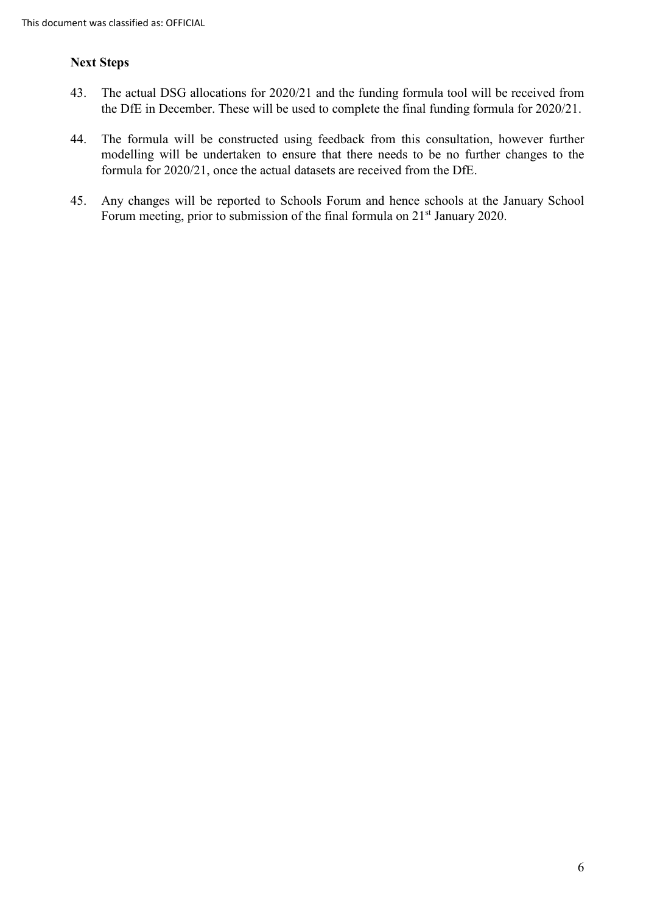## Next Steps

43. The actual DSG allocations for 2020/21 and the funding formula tool will be received from the DfE in December. These will be used to complete the final funding formula for 2020/21.

44. The formula will be constructed using feedback from this consultation, however further modelling will be undertaken to ensure that there needs to be no further changes to the formula for 2020/21, once the actual datasets are received from the DfE.

45. Any changes will be reported to Schools Forum and hence schools at the January School Forum meeting, prior to submission of the final formula on 21st January 2020.